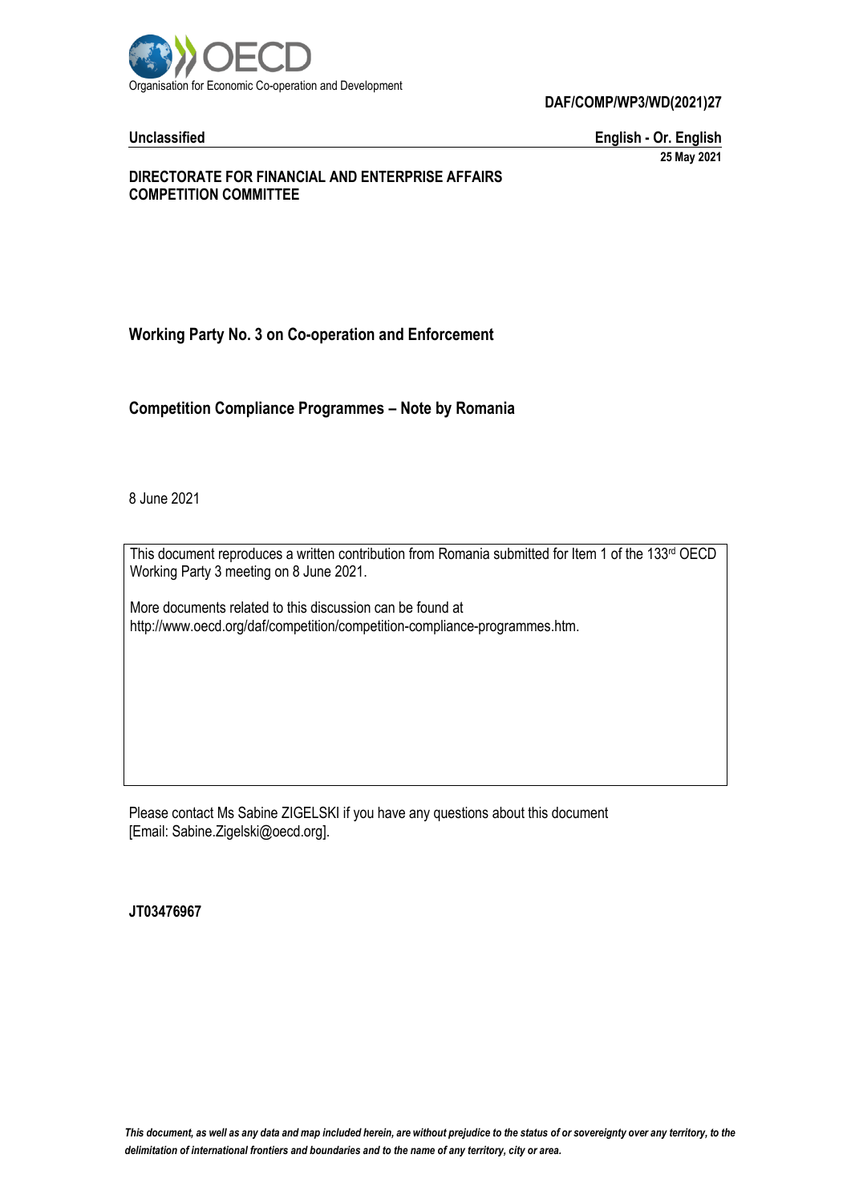Organisation for Economic Co-operation and Development

**DAF/COMP/WP3/WD(2021)27**

**Unclassified** **English - Or. English**

**25 May 2021**

**DIRECTORATE FOR FINANCIAL AND ENTERPRISE AFFAIRS**
**COMPETITION COMMITTEE**

## Working Party No. 3 on Co-operation and Enforcement

## Competition Compliance Programmes – Note by Romania

8 June 2021

This document reproduces a written contribution from Romania submitted for Item 1 of the 133rd OECD Working Party 3 meeting on 8 June 2021.

More documents related to this discussion can be found at
http://www.oecd.org/daf/competition/competition-compliance-programmes.htm.

Please contact Ms Sabine ZIGELSKI if you have any questions about this document
[Email: Sabine.Zigelski@oecd.org].

**JT03476967**

*This document, as well as any data and map included herein, are without prejudice to the status of or sovereignty over any territory, to the delimitation of international frontiers and boundaries and to the name of any territory, city or area.*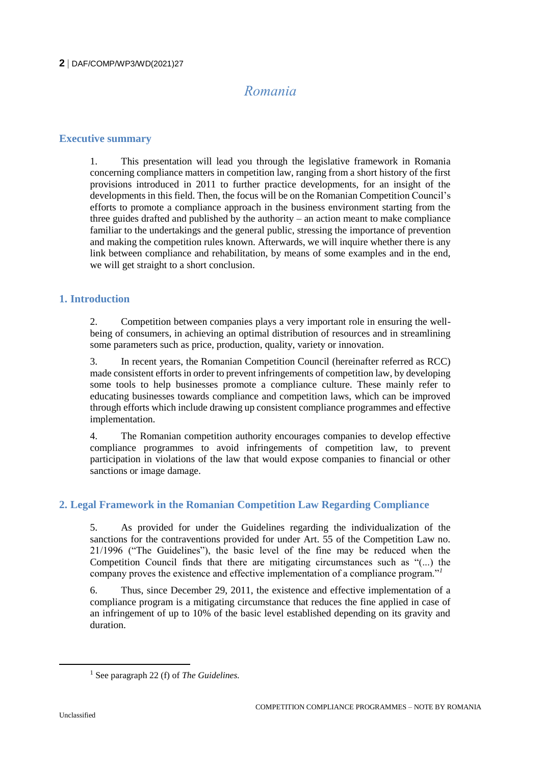# Romania

## Executive summary

1. This presentation will lead you through the legislative framework in Romania concerning compliance matters in competition law, ranging from a short history of the first provisions introduced in 2011 to further practice developments, for an insight of the developments in this field. Then, the focus will be on the Romanian Competition Council's efforts to promote a compliance approach in the business environment starting from the three guides drafted and published by the authority – an action meant to make compliance familiar to the undertakings and the general public, stressing the importance of prevention and making the competition rules known. Afterwards, we will inquire whether there is any link between compliance and rehabilitation, by means of some examples and in the end, we will get straight to a short conclusion.

## 1. Introduction

2. Competition between companies plays a very important role in ensuring the well-being of consumers, in achieving an optimal distribution of resources and in streamlining some parameters such as price, production, quality, variety or innovation.

3. In recent years, the Romanian Competition Council (hereinafter referred as RCC) made consistent efforts in order to prevent infringements of competition law, by developing some tools to help businesses promote a compliance culture. These mainly refer to educating businesses towards compliance and competition laws, which can be improved through efforts which include drawing up consistent compliance programmes and effective implementation.

4. The Romanian competition authority encourages companies to develop effective compliance programmes to avoid infringements of competition law, to prevent participation in violations of the law that would expose companies to financial or other sanctions or image damage.

## 2. Legal Framework in the Romanian Competition Law Regarding Compliance

5. As provided for under the Guidelines regarding the individualization of the sanctions for the contraventions provided for under Art. 55 of the Competition Law no. 21/1996 ("The Guidelines"), the basic level of the fine may be reduced when the Competition Council finds that there are mitigating circumstances such as "(...) the company proves the existence and effective implementation of a compliance program."[1]

6. Thus, since December 29, 2011, the existence and effective implementation of a compliance program is a mitigating circumstance that reduces the fine applied in case of an infringement of up to 10% of the basic level established depending on its gravity and duration.

[1] See paragraph 22 (f) of *The Guidelines.*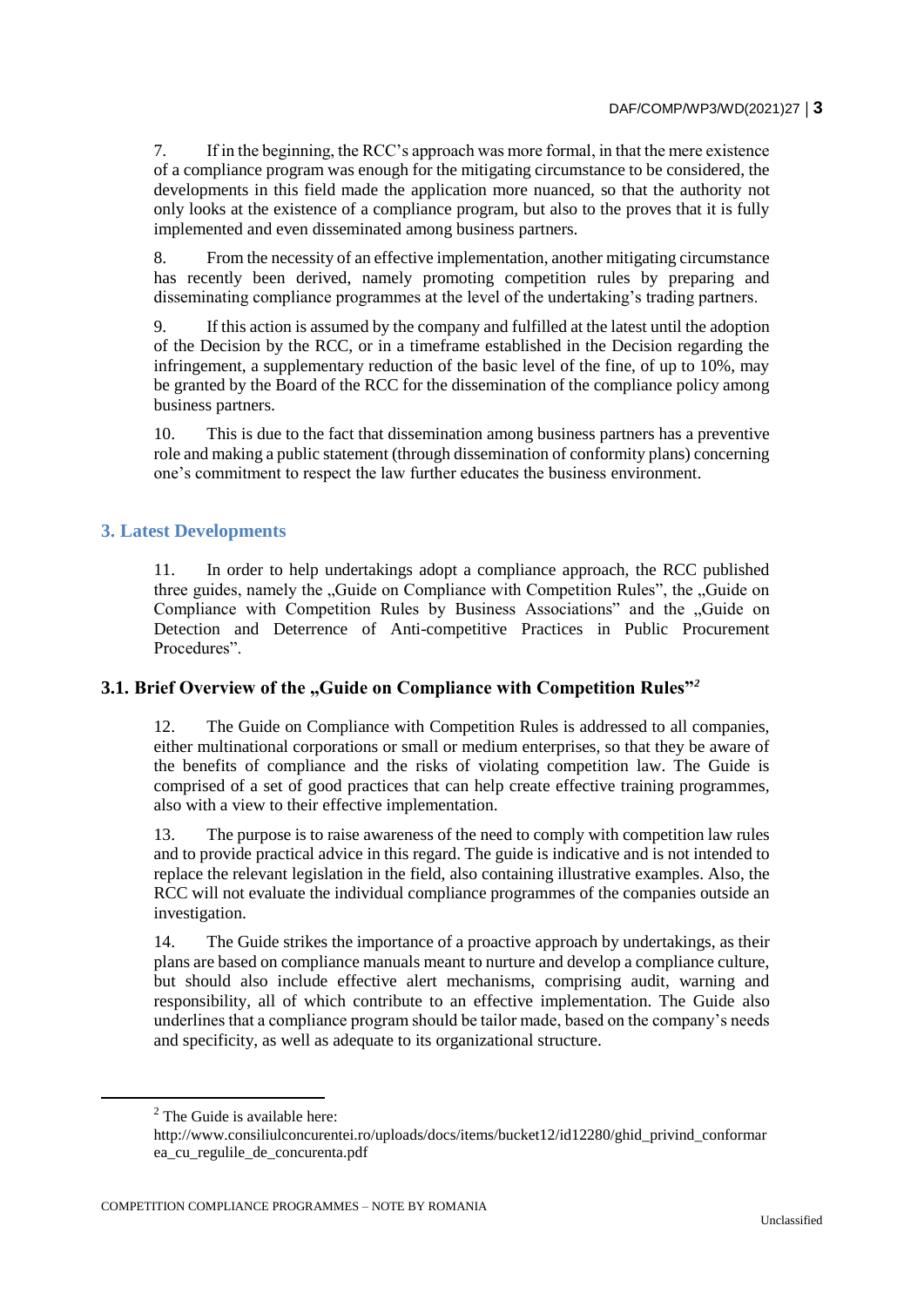7. If in the beginning, the RCC's approach was more formal, in that the mere existence of a compliance program was enough for the mitigating circumstance to be considered, the developments in this field made the application more nuanced, so that the authority not only looks at the existence of a compliance program, but also to the proves that it is fully implemented and even disseminated among business partners.

8. From the necessity of an effective implementation, another mitigating circumstance has recently been derived, namely promoting competition rules by preparing and disseminating compliance programmes at the level of the undertaking's trading partners.

9. If this action is assumed by the company and fulfilled at the latest until the adoption of the Decision by the RCC, or in a timeframe established in the Decision regarding the infringement, a supplementary reduction of the basic level of the fine, of up to 10%, may be granted by the Board of the RCC for the dissemination of the compliance policy among business partners.

10. This is due to the fact that dissemination among business partners has a preventive role and making a public statement (through dissemination of conformity plans) concerning one's commitment to respect the law further educates the business environment.

## 3. Latest Developments

11. In order to help undertakings adopt a compliance approach, the RCC published three guides, namely the „Guide on Compliance with Competition Rules", the „Guide on Compliance with Competition Rules by Business Associations" and the „Guide on Detection and Deterrence of Anti-competitive Practices in Public Procurement Procedures".

### 3.1. Brief Overview of the „Guide on Compliance with Competition Rules"[2]

12. The Guide on Compliance with Competition Rules is addressed to all companies, either multinational corporations or small or medium enterprises, so that they be aware of the benefits of compliance and the risks of violating competition law. The Guide is comprised of a set of good practices that can help create effective training programmes, also with a view to their effective implementation.

13. The purpose is to raise awareness of the need to comply with competition law rules and to provide practical advice in this regard. The guide is indicative and is not intended to replace the relevant legislation in the field, also containing illustrative examples. Also, the RCC will not evaluate the individual compliance programmes of the companies outside an investigation.

14. The Guide strikes the importance of a proactive approach by undertakings, as their plans are based on compliance manuals meant to nurture and develop a compliance culture, but should also include effective alert mechanisms, comprising audit, warning and responsibility, all of which contribute to an effective implementation. The Guide also underlines that a compliance program should be tailor made, based on the company's needs and specificity, as well as adequate to its organizational structure.

[2] The Guide is available here: http://www.consiliulconcurentei.ro/uploads/docs/items/bucket12/id12280/ghid_privind_conformarea_cu_regulile_de_concurenta.pdf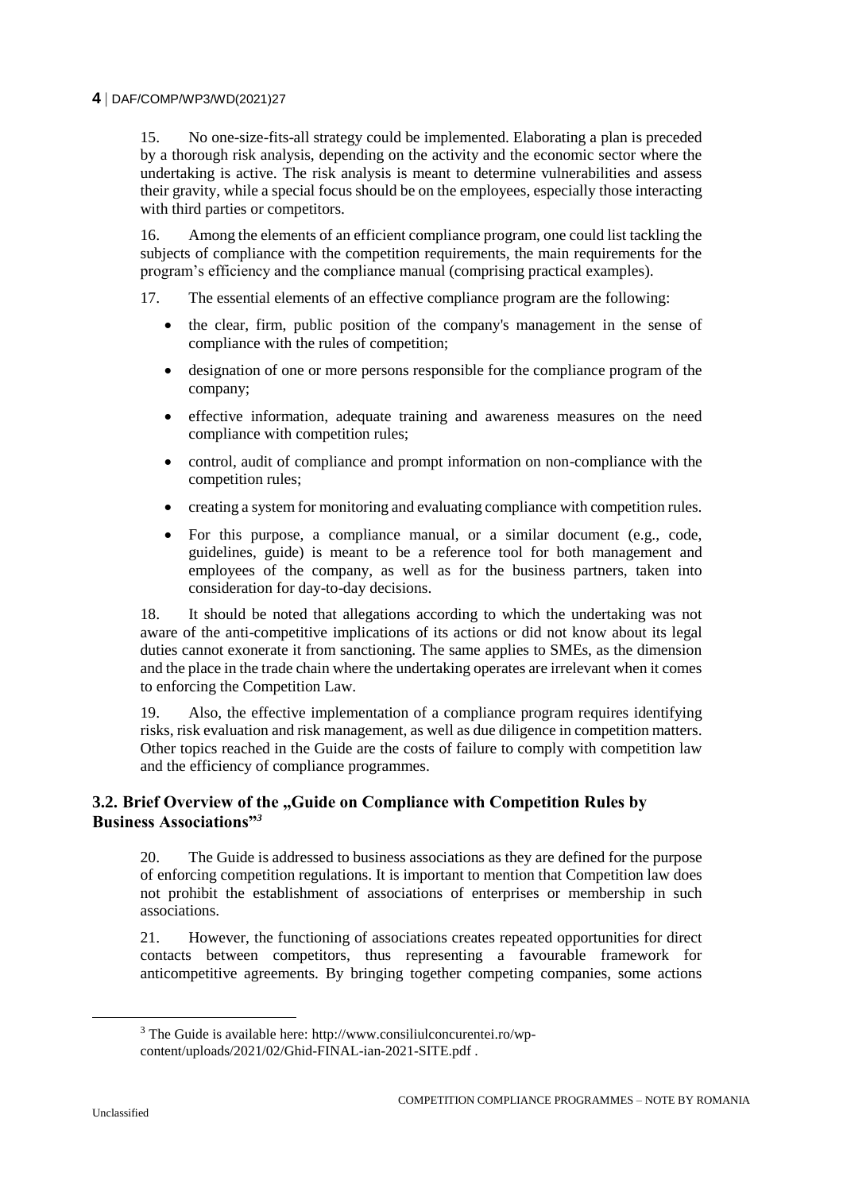15. No one-size-fits-all strategy could be implemented. Elaborating a plan is preceded by a thorough risk analysis, depending on the activity and the economic sector where the undertaking is active. The risk analysis is meant to determine vulnerabilities and assess their gravity, while a special focus should be on the employees, especially those interacting with third parties or competitors.

16. Among the elements of an efficient compliance program, one could list tackling the subjects of compliance with the competition requirements, the main requirements for the program's efficiency and the compliance manual (comprising practical examples).

17. The essential elements of an effective compliance program are the following:

- the clear, firm, public position of the company's management in the sense of compliance with the rules of competition;
- designation of one or more persons responsible for the compliance program of the company;
- effective information, adequate training and awareness measures on the need compliance with competition rules;
- control, audit of compliance and prompt information on non-compliance with the competition rules;
- creating a system for monitoring and evaluating compliance with competition rules.
- For this purpose, a compliance manual, or a similar document (e.g., code, guidelines, guide) is meant to be a reference tool for both management and employees of the company, as well as for the business partners, taken into consideration for day-to-day decisions.

18. It should be noted that allegations according to which the undertaking was not aware of the anti-competitive implications of its actions or did not know about its legal duties cannot exonerate it from sanctioning. The same applies to SMEs, as the dimension and the place in the trade chain where the undertaking operates are irrelevant when it comes to enforcing the Competition Law.

19. Also, the effective implementation of a compliance program requires identifying risks, risk evaluation and risk management, as well as due diligence in competition matters. Other topics reached in the Guide are the costs of failure to comply with competition law and the efficiency of compliance programmes.

## 3.2. Brief Overview of the „Guide on Compliance with Competition Rules by Business Associations"[3]

20. The Guide is addressed to business associations as they are defined for the purpose of enforcing competition regulations. It is important to mention that Competition law does not prohibit the establishment of associations of enterprises or membership in such associations.

21. However, the functioning of associations creates repeated opportunities for direct contacts between competitors, thus representing a favourable framework for anticompetitive agreements. By bringing together competing companies, some actions

[3] The Guide is available here: http://www.consiliulconcurentei.ro/wp-content/uploads/2021/02/Ghid-FINAL-ian-2021-SITE.pdf .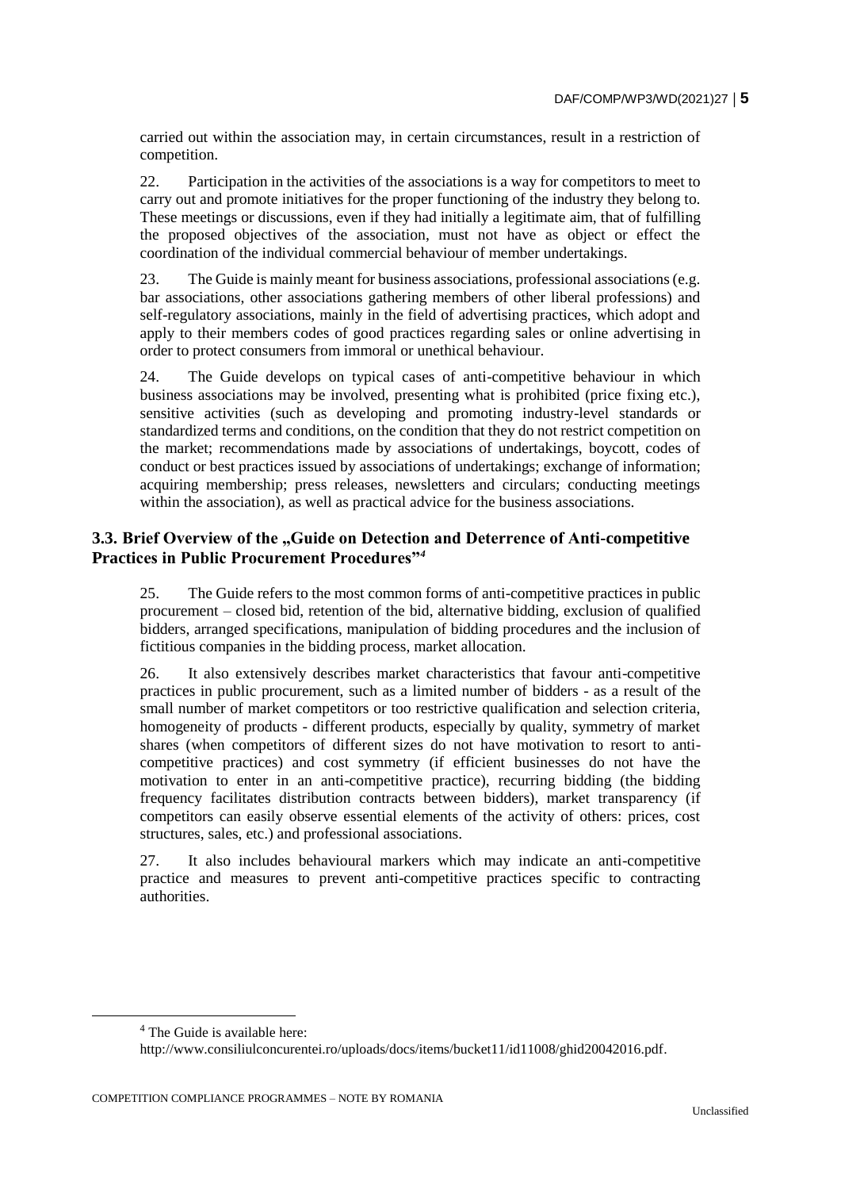carried out within the association may, in certain circumstances, result in a restriction of competition.

22. Participation in the activities of the associations is a way for competitors to meet to carry out and promote initiatives for the proper functioning of the industry they belong to. These meetings or discussions, even if they had initially a legitimate aim, that of fulfilling the proposed objectives of the association, must not have as object or effect the coordination of the individual commercial behaviour of member undertakings.

23. The Guide is mainly meant for business associations, professional associations (e.g. bar associations, other associations gathering members of other liberal professions) and self-regulatory associations, mainly in the field of advertising practices, which adopt and apply to their members codes of good practices regarding sales or online advertising in order to protect consumers from immoral or unethical behaviour.

24. The Guide develops on typical cases of anti-competitive behaviour in which business associations may be involved, presenting what is prohibited (price fixing etc.), sensitive activities (such as developing and promoting industry-level standards or standardized terms and conditions, on the condition that they do not restrict competition on the market; recommendations made by associations of undertakings, boycott, codes of conduct or best practices issued by associations of undertakings; exchange of information; acquiring membership; press releases, newsletters and circulars; conducting meetings within the association), as well as practical advice for the business associations.

### 3.3. Brief Overview of the „Guide on Detection and Deterrence of Anti-competitive Practices in Public Procurement Procedures"[4]

25. The Guide refers to the most common forms of anti-competitive practices in public procurement – closed bid, retention of the bid, alternative bidding, exclusion of qualified bidders, arranged specifications, manipulation of bidding procedures and the inclusion of fictitious companies in the bidding process, market allocation.

26. It also extensively describes market characteristics that favour anti-competitive practices in public procurement, such as a limited number of bidders - as a result of the small number of market competitors or too restrictive qualification and selection criteria, homogeneity of products - different products, especially by quality, symmetry of market shares (when competitors of different sizes do not have motivation to resort to anti-competitive practices) and cost symmetry (if efficient businesses do not have the motivation to enter in an anti-competitive practice), recurring bidding (the bidding frequency facilitates distribution contracts between bidders), market transparency (if competitors can easily observe essential elements of the activity of others: prices, cost structures, sales, etc.) and professional associations.

27. It also includes behavioural markers which may indicate an anti-competitive practice and measures to prevent anti-competitive practices specific to contracting authorities.

---

[4] The Guide is available here:
http://www.consiliulconcurentei.ro/uploads/docs/items/bucket11/id11008/ghid20042016.pdf.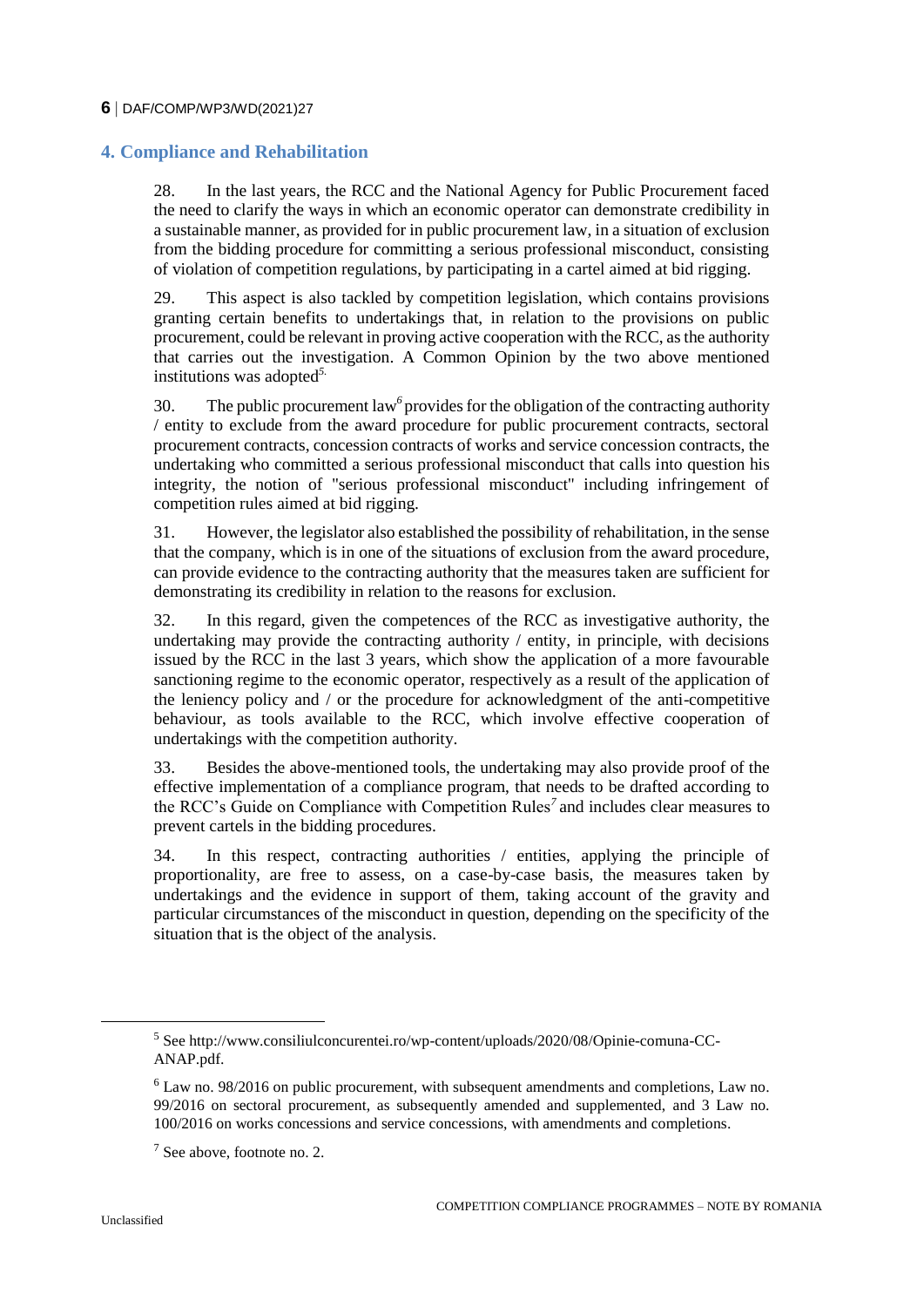## 4. Compliance and Rehabilitation

28. In the last years, the RCC and the National Agency for Public Procurement faced the need to clarify the ways in which an economic operator can demonstrate credibility in a sustainable manner, as provided for in public procurement law, in a situation of exclusion from the bidding procedure for committing a serious professional misconduct, consisting of violation of competition regulations, by participating in a cartel aimed at bid rigging.

29. This aspect is also tackled by competition legislation, which contains provisions granting certain benefits to undertakings that, in relation to the provisions on public procurement, could be relevant in proving active cooperation with the RCC, as the authority that carries out the investigation. A Common Opinion by the two above mentioned institutions was adopted[5].

30. The public procurement law[6] provides for the obligation of the contracting authority / entity to exclude from the award procedure for public procurement contracts, sectoral procurement contracts, concession contracts of works and service concession contracts, the undertaking who committed a serious professional misconduct that calls into question his integrity, the notion of "serious professional misconduct" including infringement of competition rules aimed at bid rigging.

31. However, the legislator also established the possibility of rehabilitation, in the sense that the company, which is in one of the situations of exclusion from the award procedure, can provide evidence to the contracting authority that the measures taken are sufficient for demonstrating its credibility in relation to the reasons for exclusion.

32. In this regard, given the competences of the RCC as investigative authority, the undertaking may provide the contracting authority / entity, in principle, with decisions issued by the RCC in the last 3 years, which show the application of a more favourable sanctioning regime to the economic operator, respectively as a result of the application of the leniency policy and / or the procedure for acknowledgment of the anti-competitive behaviour, as tools available to the RCC, which involve effective cooperation of undertakings with the competition authority.

33. Besides the above-mentioned tools, the undertaking may also provide proof of the effective implementation of a compliance program, that needs to be drafted according to the RCC's Guide on Compliance with Competition Rules[7] and includes clear measures to prevent cartels in the bidding procedures.

34. In this respect, contracting authorities / entities, applying the principle of proportionality, are free to assess, on a case-by-case basis, the measures taken by undertakings and the evidence in support of them, taking account of the gravity and particular circumstances of the misconduct in question, depending on the specificity of the situation that is the object of the analysis.

---

[5] See http://www.consiliulconcurentei.ro/wp-content/uploads/2020/08/Opinie-comuna-CC-ANAP.pdf.

[6] Law no. 98/2016 on public procurement, with subsequent amendments and completions, Law no. 99/2016 on sectoral procurement, as subsequently amended and supplemented, and 3 Law no. 100/2016 on works concessions and service concessions, with amendments and completions.

[7] See above, footnote no. 2.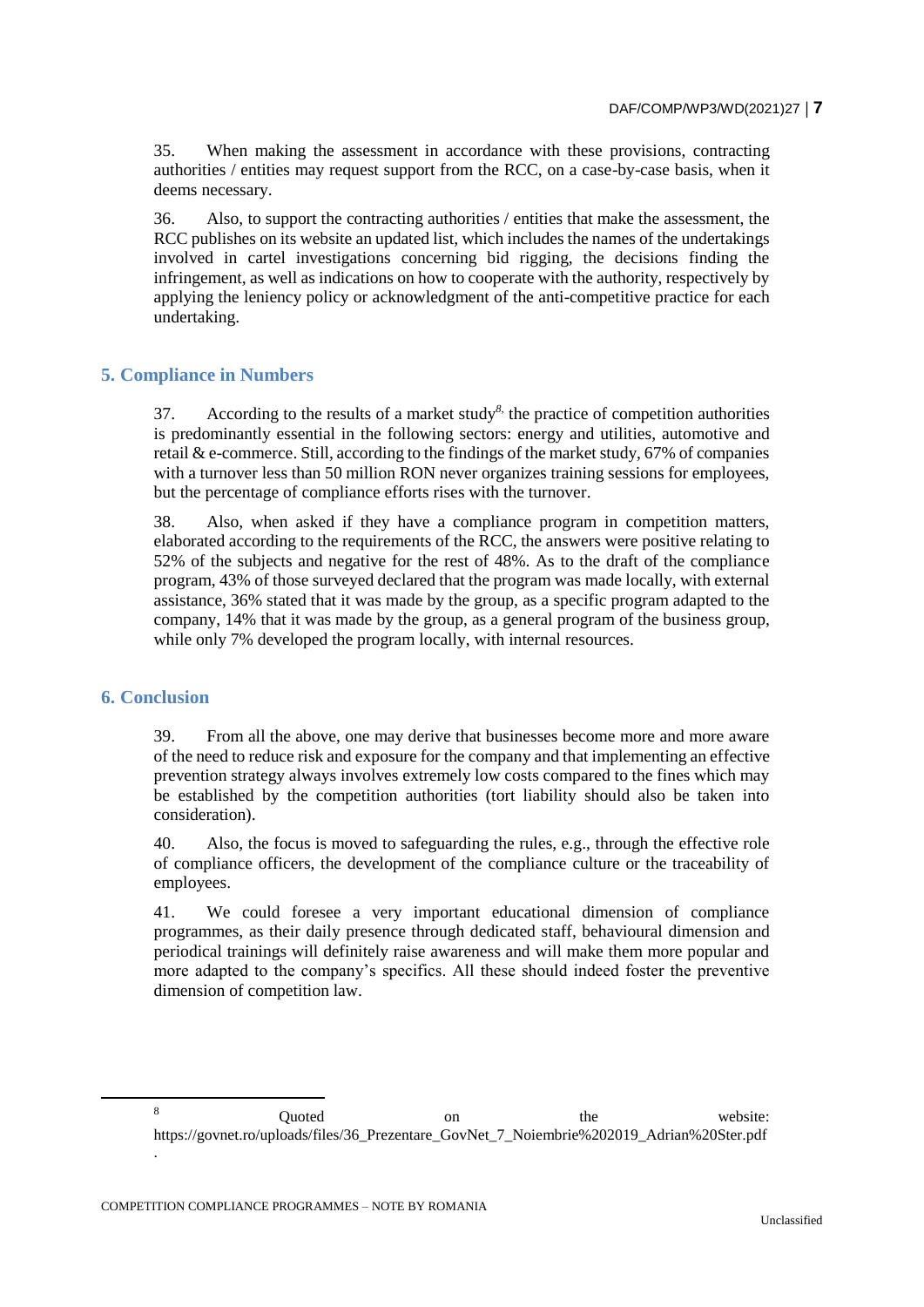35. When making the assessment in accordance with these provisions, contracting authorities / entities may request support from the RCC, on a case-by-case basis, when it deems necessary.

36. Also, to support the contracting authorities / entities that make the assessment, the RCC publishes on its website an updated list, which includes the names of the undertakings involved in cartel investigations concerning bid rigging, the decisions finding the infringement, as well as indications on how to cooperate with the authority, respectively by applying the leniency policy or acknowledgment of the anti-competitive practice for each undertaking.

## 5. Compliance in Numbers

37. According to the results of a market study[8], the practice of competition authorities is predominantly essential in the following sectors: energy and utilities, automotive and retail & e-commerce. Still, according to the findings of the market study, 67% of companies with a turnover less than 50 million RON never organizes training sessions for employees, but the percentage of compliance efforts rises with the turnover.

38. Also, when asked if they have a compliance program in competition matters, elaborated according to the requirements of the RCC, the answers were positive relating to 52% of the subjects and negative for the rest of 48%. As to the draft of the compliance program, 43% of those surveyed declared that the program was made locally, with external assistance, 36% stated that it was made by the group, as a specific program adapted to the company, 14% that it was made by the group, as a general program of the business group, while only 7% developed the program locally, with internal resources.

## 6. Conclusion

39. From all the above, one may derive that businesses become more and more aware of the need to reduce risk and exposure for the company and that implementing an effective prevention strategy always involves extremely low costs compared to the fines which may be established by the competition authorities (tort liability should also be taken into consideration).

40. Also, the focus is moved to safeguarding the rules, e.g., through the effective role of compliance officers, the development of the compliance culture or the traceability of employees.

41. We could foresee a very important educational dimension of compliance programmes, as their daily presence through dedicated staff, behavioural dimension and periodical trainings will definitely raise awareness and will make them more popular and more adapted to the company's specifics. All these should indeed foster the preventive dimension of competition law.

---

[8] Quoted on the website: https://govnet.ro/uploads/files/36_Prezentare_GovNet_7_Noiembrie%202019_Adrian%20Ster.pdf.